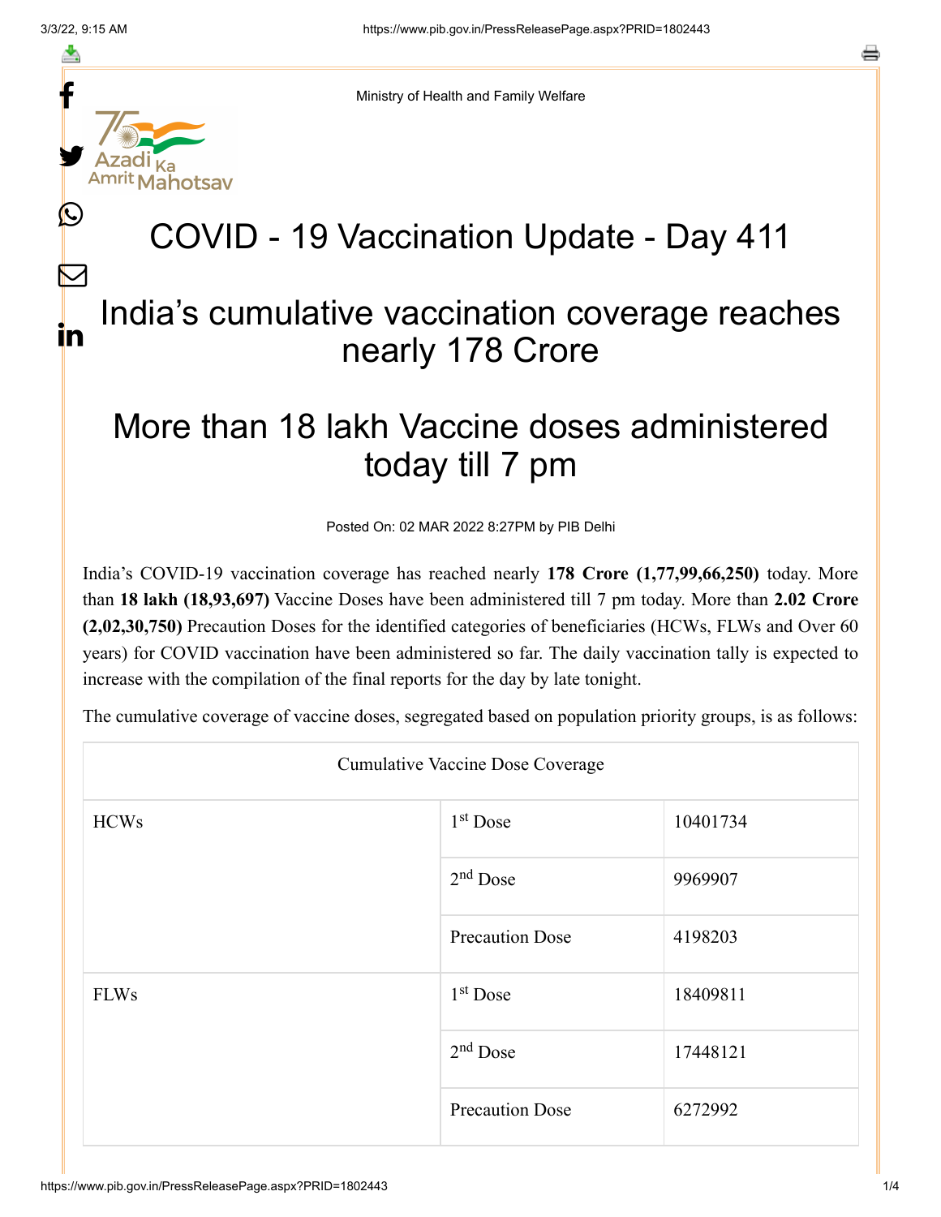Ministry of Health and Family Welfare

# COVID - 19 Vaccination Update - Day 411

## India's cumulative vaccination coverage reaches nearly 178 Crore

## More than 18 lakh Vaccine doses administered today till 7 pm

Posted On: 02 MAR 2022 8:27PM by PIB Delhi

India's COVID-19 vaccination coverage has reached nearly **178 Crore (1,77,99,66,250)** today. More than **18 lakh (18,93,697)** Vaccine Doses have been administered till 7 pm today. More than **2.02 Crore (2,02,30,750)** Precaution Doses for the identified categories of beneficiaries (HCWs, FLWs and Over 60 years) for COVID vaccination have been administered so far. The daily vaccination tally is expected to increase with the compilation of the final reports for the day by late tonight.

The cumulative coverage of vaccine doses, segregated based on population priority groups, is as follows:

| Cumulative Vaccine Dose Coverage | | |
|---|---|---|
| HCWs | 1st Dose | 10401734 |
| | 2nd Dose | 9969907 |
| | Precaution Dose | 4198203 |
| FLWs | 1st Dose | 18409811 |
| | 2nd Dose | 17448121 |
| | Precaution Dose | 6272992 |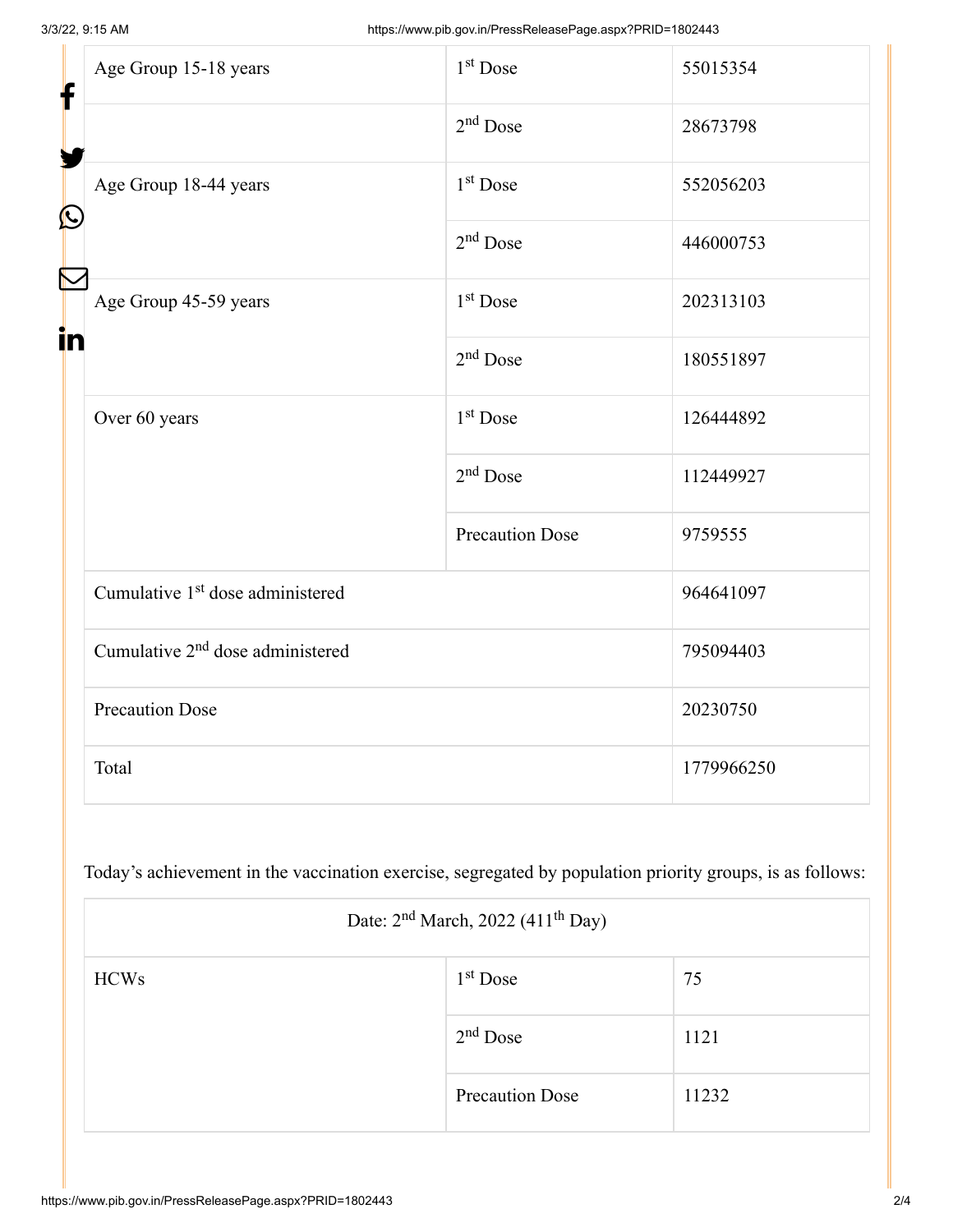| | | |
|---|---|---|
| Age Group 15-18 years | 1st Dose | 55015354 |
| | 2nd Dose | 28673798 |
| Age Group 18-44 years | 1st Dose | 552056203 |
| | 2nd Dose | 446000753 |
| Age Group 45-59 years | 1st Dose | 202313103 |
| | 2nd Dose | 180551897 |
| Over 60 years | 1st Dose | 126444892 |
| | 2nd Dose | 112449927 |
| | Precaution Dose | 9759555 |
| Cumulative 1st dose administered | | 964641097 |
| Cumulative 2nd dose administered | | 795094403 |
| Precaution Dose | | 20230750 |
| Total | | 1779966250 |

Today's achievement in the vaccination exercise, segregated by population priority groups, is as follows:

| Date: 2nd March, 2022 (411th Day) | | |
|---|---|---|
| HCWs | 1st Dose | 75 |
| | 2nd Dose | 1121 |
| | Precaution Dose | 11232 |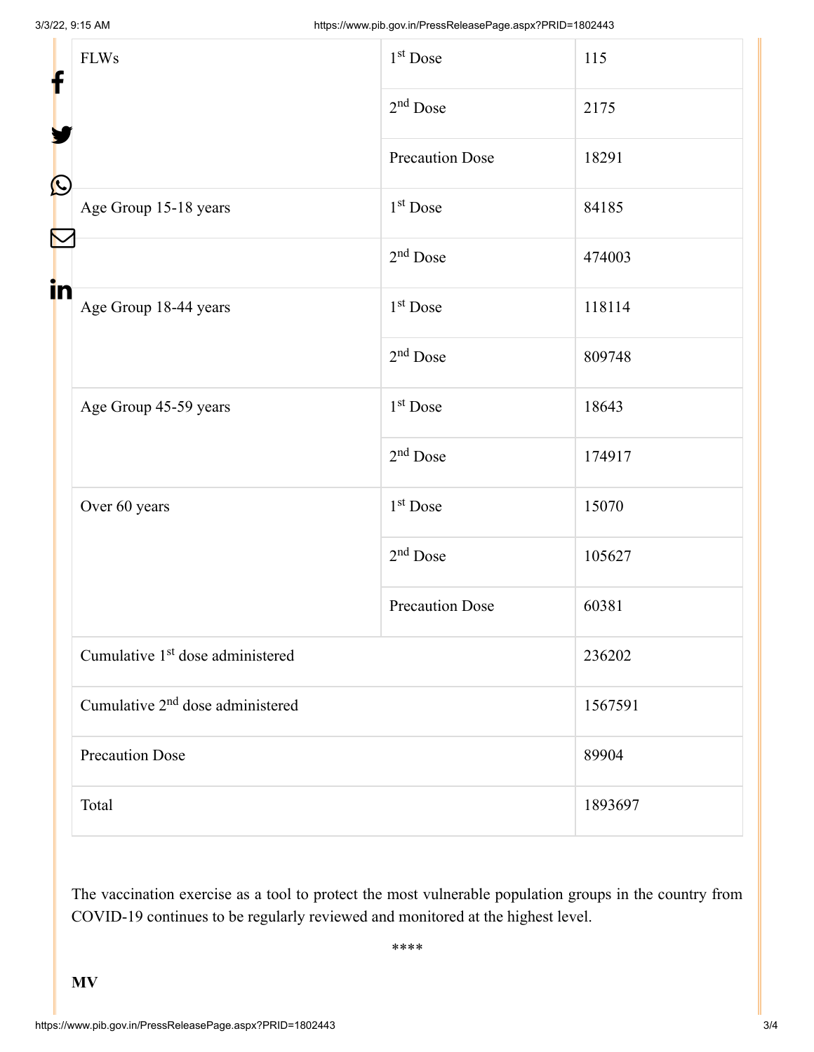| | | |
|---|---|---|
| FLWs | 1st Dose | 115 |
| | 2nd Dose | 2175 |
| | Precaution Dose | 18291 |
| Age Group 15-18 years | 1st Dose | 84185 |
| | 2nd Dose | 474003 |
| Age Group 18-44 years | 1st Dose | 118114 |
| | 2nd Dose | 809748 |
| Age Group 45-59 years | 1st Dose | 18643 |
| | 2nd Dose | 174917 |
| Over 60 years | 1st Dose | 15070 |
| | 2nd Dose | 105627 |
| | Precaution Dose | 60381 |
| Cumulative 1st dose administered | | 236202 |
| Cumulative 2nd dose administered | | 1567591 |
| Precaution Dose | | 89904 |
| Total | | 1893697 |

The vaccination exercise as a tool to protect the most vulnerable population groups in the country from COVID-19 continues to be regularly reviewed and monitored at the highest level.

****

**MV**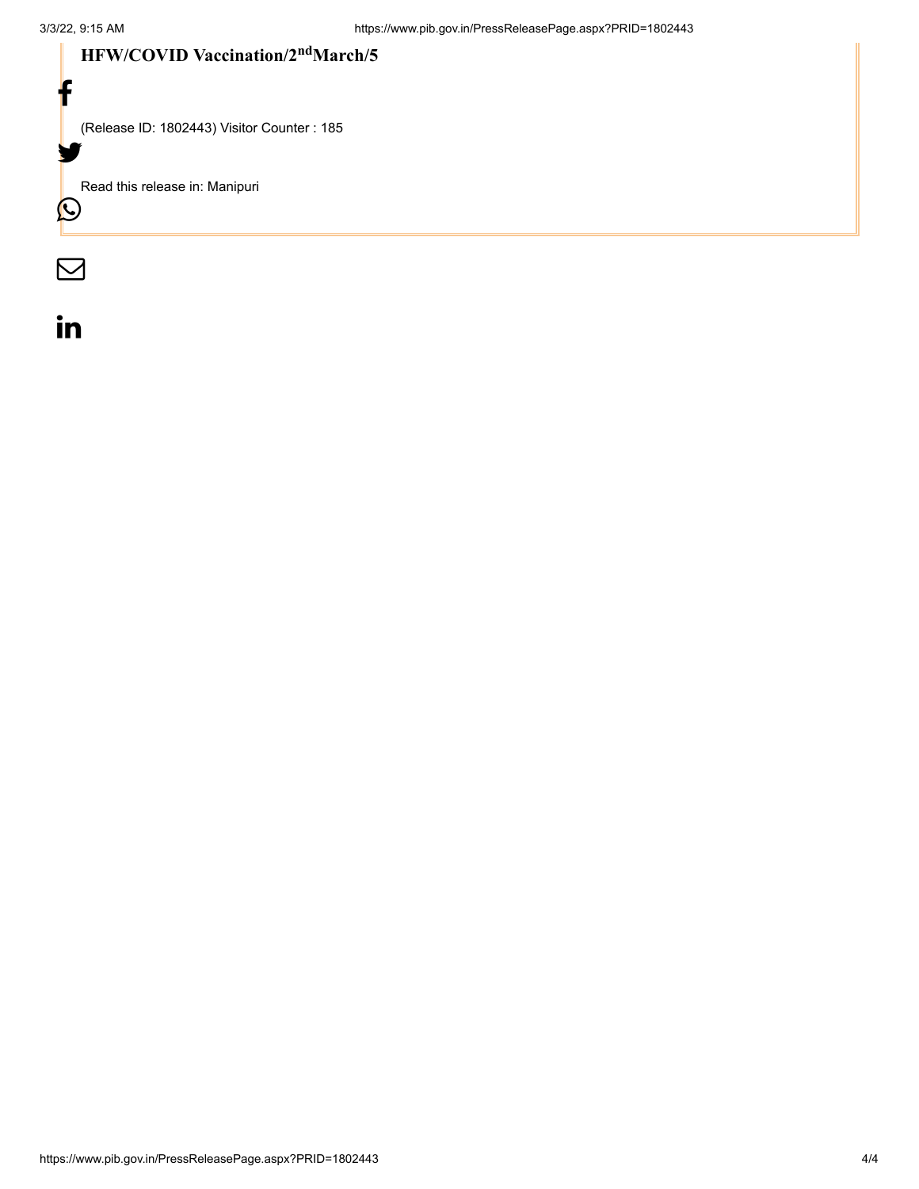**HFW/COVID Vaccination/2ndMarch/5**

(Release ID: 1802443) Visitor Counter : 185

Read this release in: Manipuri